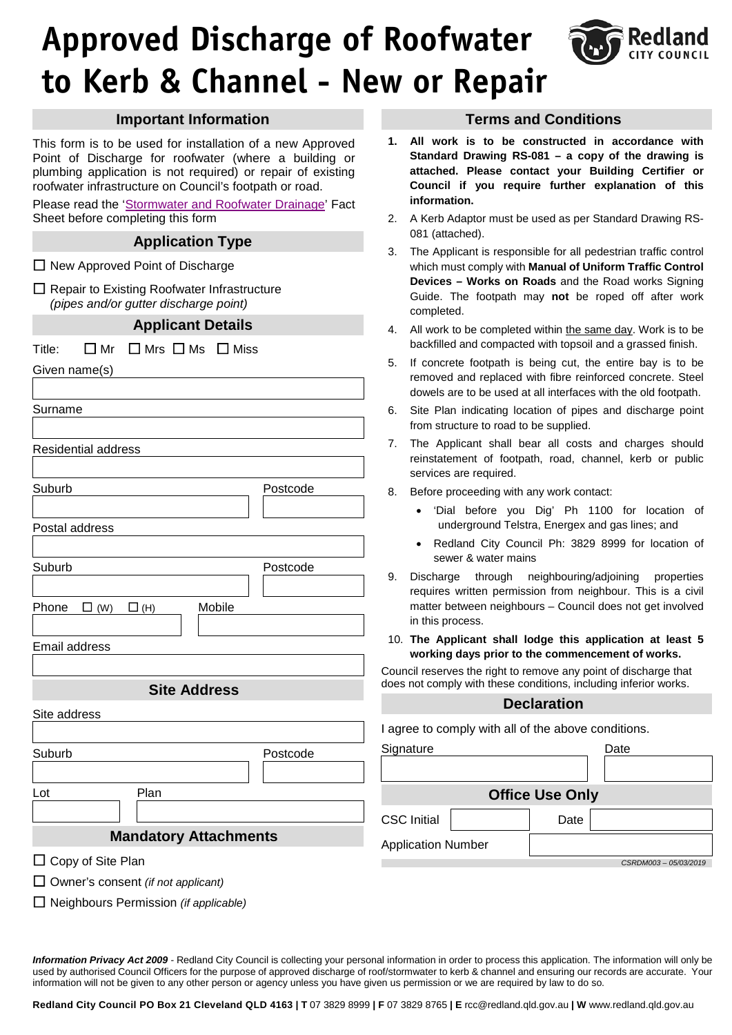# Approved Discharge of Roofwater to Kerb & Channel - New or Repair

Redland CITY COUNCIL

## Important Information

This form is to be used for installation of a new Approved Point of Discharge for roofwater (where a building or plumbing application is not required) or repair of existing roofwater infrastructure on Council's footpath or road.

Please read the 'Stormwater and Roofwater Drainage' Fact Sheet before completing this form

## Application Type

☐ New Approved Point of Discharge

☐ Repair to Existing Roofwater Infrastructure *(pipes and/or gutter discharge point)*

## Applicant Details

Title: ☐ Mr ☐ Mrs ☐ Ms ☐ Miss

Given name(s)

Surname

Residential address

Suburb | Postcode

Postal address

Suburb | Postcode

Phone ☐ (W) ☐ (H) | Mobile

Email address

## Site Address

Site address

Suburb | Postcode

Lot | Plan

## Mandatory Attachments

☐ Copy of Site Plan

☐ Owner's consent *(if not applicant)*

☐ Neighbours Permission *(if applicable)*

## Terms and Conditions

1. **All work is to be constructed in accordance with Standard Drawing RS-081 – a copy of the drawing is attached. Please contact your Building Certifier or Council if you require further explanation of this information.**
2. A Kerb Adaptor must be used as per Standard Drawing RS-081 (attached).
3. The Applicant is responsible for all pedestrian traffic control which must comply with **Manual of Uniform Traffic Control Devices – Works on Roads** and the Road works Signing Guide. The footpath may **not** be roped off after work completed.
4. All work to be completed within the same day. Work is to be backfilled and compacted with topsoil and a grassed finish.
5. If concrete footpath is being cut, the entire bay is to be removed and replaced with fibre reinforced concrete. Steel dowels are to be used at all interfaces with the old footpath.
6. Site Plan indicating location of pipes and discharge point from structure to road to be supplied.
7. The Applicant shall bear all costs and charges should reinstatement of footpath, road, channel, kerb or public services are required.
8. Before proceeding with any work contact:
   - 'Dial before you Dig' Ph 1100 for location of underground Telstra, Energex and gas lines; and
   - Redland City Council Ph: 3829 8999 for location of sewer & water mains
9. Discharge through neighbouring/adjoining properties requires written permission from neighbour. This is a civil matter between neighbours – Council does not get involved in this process.
10. **The Applicant shall lodge this application at least 5 working days prior to the commencement of works.**

Council reserves the right to remove any point of discharge that does not comply with these conditions, including inferior works.

## Declaration

I agree to comply with all of the above conditions.

Signature | Date

## Office Use Only

CSC Initial | Date

Application Number

CSRDM003 – 05/03/2019

***Information Privacy Act 2009*** - Redland City Council is collecting your personal information in order to process this application. The information will only be used by authorised Council Officers for the purpose of approved discharge of roof/stormwater to kerb & channel and ensuring our records are accurate. Your information will not be given to any other person or agency unless you have given us permission or we are required by law to do so.

**Redland City Council PO Box 21 Cleveland QLD 4163 | T** 07 3829 8999 **| F** 07 3829 8765 **| E** rcc@redland.qld.gov.au **| W** www.redland.qld.gov.au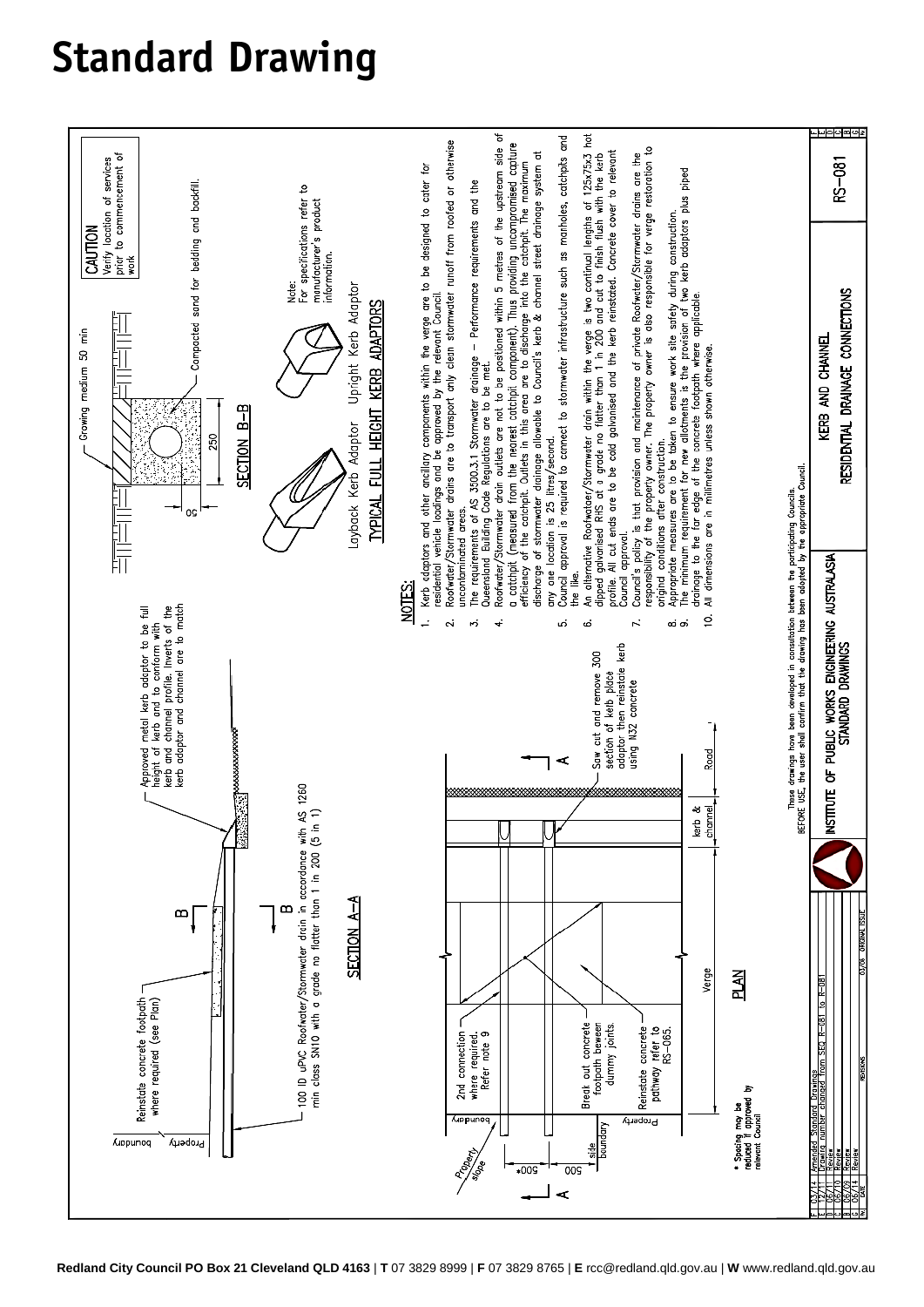# Standard Drawing

**CAUTION**
Verify location of services prior to commencement of work

Reinstate concrete footpath where required (see Plan)

Property boundary

Approved metal kerb adaptor to be full height of kerb and channel profile. Inverts of the kerb and channel profile. Inverts of the kerb adaptor and channel are to match

100 ID uPVC Roofwater/Stormwater drain in accordance with AS 1260 min class SN10 with a grade no flatter than 1 in 200 (5 in 1)

SECTION A–A

Growing medium 50 min

Compacted sand for bedding and backfill.

50

250

SECTION B–B

Layback Kerb Adaptor

Upright Kerb Adaptor

TYPICAL FULL HEIGHT KERB ADAPTORS

Note:
For specifications refer to manufacturer's product information.

Property slope

500*

500

Property side boundary

2nd connection where required. Refer note 9

Break out concrete footpath between dummy joints.

Reinstate concrete pathway refer to RS–065.

Saw cut and remove 300 section of kerb place adaptor then reinstate kerb using N32 concrete

Verge

kerb & channel

Road

PLAN

\* Spacing may be reduced if approved by relevant Council

## NOTES:

1. Kerb adaptors and other ancillary components within the verge are to be designed to cater for residential vehicle loadings and be approved by the relevant Council.
2. Roofwater/Stormwater drains are to transport only clean stormwater runoff from roofed or otherwise uncontaminated areas.
3. The requirements of AS 3500.3.1 Stormwater drainage – Performance requirements and the Queensland Building Code Regulations are to be met.
4. Roofwater/Stormwater drain outlets are not to be positioned within 5 metres of the upstream side of a catchpit (measured from the nearest catchpit component). Thus providing uncompromised capture efficiency of the catchpit. Outlets in this area are to discharge into the catchpit. The maximum discharge of stormwater drainage allowable to Council's kerb & channel street drainage system at any one location is 25 litres/second.
5. Council approval is required to connect to stormwater infrastructure such as manholes, catchpits and the like.
6. An alternative Roofwater/Stormwater drain within the verge is two continual lengths of 125x75x3 hot dipped galvanised RHS at a grade no flatter than 1 in 200 and cut to finish flush with the kerb profile. All cut ends are to be cold galvanised and the kerb reinstated. Concrete cover to relevant Council approval.
7. Council's policy is that provision and maintenance of private Roofwater/Stormwater drains are the responsibility of the property owner. The property owner is also responsible for verge restoration to original conditions after construction.
8. Appropriate measures are to be taken to ensure work site safety during construction.
9. The minimum requirement for new allotments is the provision of two kerb adaptors plus piped drainage to the far edge of the concrete footpath where applicable.
10. All dimensions are in millimetres unless shown otherwise.

| | | |
|---|---|---|
| F | 03/14 | Amended Standard Drawings |
| E | 12/11 | Drawing number changed from SEQ R-081 to R-081 |
| D | 06/10 | Review |
| C | 06/09 | Review |
| B | 06/14 | Review |
| A | 03/06 | ORIGINAL ISSUE |
| No | DATE | REVISIONS |

These drawings have been developed in consultation between the participating Councils.
BEFORE USE, the user shall confirm that the drawing has been adopted by the appropriate Council.

INSTITUTE OF PUBLIC WORKS ENGINEERING AUSTRALASIA
STANDARD DRAWINGS

KERB AND CHANNEL
RESIDENTIAL DRAINAGE CONNECTIONS

RS–081

**Redland City Council PO Box 21 Cleveland QLD 4163** | **T** 07 3829 8999 | **F** 07 3829 8765 | **E** rcc@redland.qld.gov.au | **W** www.redland.qld.gov.au